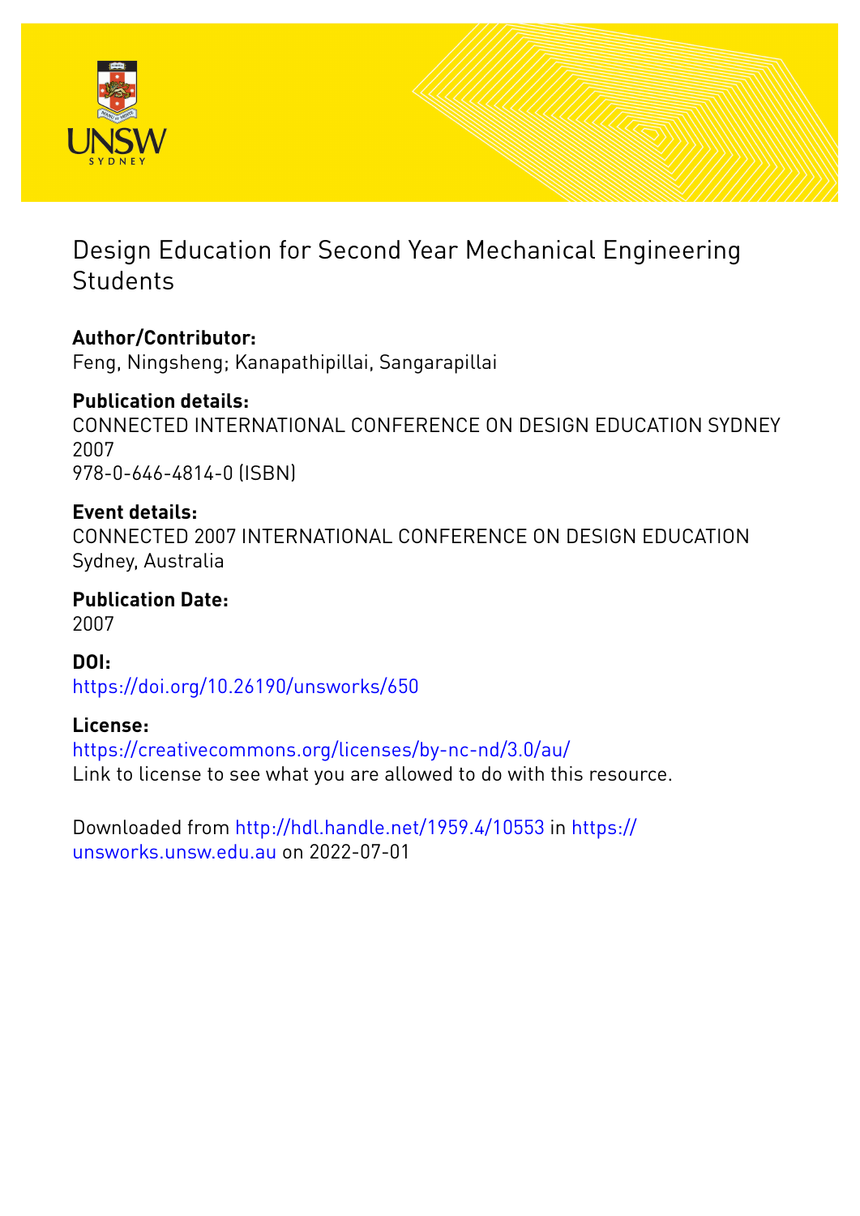# Design Education for Second Year Mechanical Engineering Students

**Author/Contributor:**
Feng, Ningsheng; Kanapathipillai, Sangarapillai

**Publication details:**
CONNECTED INTERNATIONAL CONFERENCE ON DESIGN EDUCATION SYDNEY 2007
978-0-646-4814-0 (ISBN)

**Event details:**
CONNECTED 2007 INTERNATIONAL CONFERENCE ON DESIGN EDUCATION
Sydney, Australia

**Publication Date:**
2007

**DOI:**
https://doi.org/10.26190/unsworks/650

**License:**
https://creativecommons.org/licenses/by-nc-nd/3.0/au/
Link to license to see what you are allowed to do with this resource.

Downloaded from http://hdl.handle.net/1959.4/10553 in https://unsworks.unsw.edu.au on 2022-07-01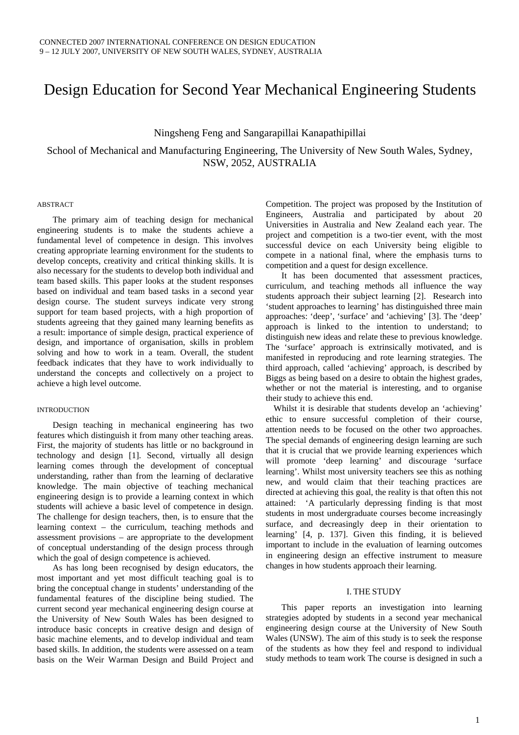# Design Education for Second Year Mechanical Engineering Students

Ningsheng Feng and Sangarapillai Kanapathipillai

School of Mechanical and Manufacturing Engineering, The University of New South Wales, Sydney, NSW, 2052, AUSTRALIA

## ABSTRACT

The primary aim of teaching design for mechanical engineering students is to make the students achieve a fundamental level of competence in design. This involves creating appropriate learning environment for the students to develop concepts, creativity and critical thinking skills. It is also necessary for the students to develop both individual and team based skills. This paper looks at the student responses based on individual and team based tasks in a second year design course. The student surveys indicate very strong support for team based projects, with a high proportion of students agreeing that they gained many learning benefits as a result: importance of simple design, practical experience of design, and importance of organisation, skills in problem solving and how to work in a team. Overall, the student feedback indicates that they have to work individually to understand the concepts and collectively on a project to achieve a high level outcome.

## INTRODUCTION

Design teaching in mechanical engineering has two features which distinguish it from many other teaching areas. First, the majority of students has little or no background in technology and design [1]. Second, virtually all design learning comes through the development of conceptual understanding, rather than from the learning of declarative knowledge. The main objective of teaching mechanical engineering design is to provide a learning context in which students will achieve a basic level of competence in design. The challenge for design teachers, then, is to ensure that the learning context – the curriculum, teaching methods and assessment provisions – are appropriate to the development of conceptual understanding of the design process through which the goal of design competence is achieved.

As has long been recognised by design educators, the most important and yet most difficult teaching goal is to bring the conceptual change in students' understanding of the fundamental features of the discipline being studied. The current second year mechanical engineering design course at the University of New South Wales has been designed to introduce basic concepts in creative design and design of basic machine elements, and to develop individual and team based skills. In addition, the students were assessed on a team basis on the Weir Warman Design and Build Project and Competition. The project was proposed by the Institution of Engineers, Australia and participated by about 20 Universities in Australia and New Zealand each year. The project and competition is a two-tier event, with the most successful device on each University being eligible to compete in a national final, where the emphasis turns to competition and a quest for design excellence.

It has been documented that assessment practices, curriculum, and teaching methods all influence the way students approach their subject learning [2]. Research into 'student approaches to learning' has distinguished three main approaches: 'deep', 'surface' and 'achieving' [3]. The 'deep' approach is linked to the intention to understand; to distinguish new ideas and relate these to previous knowledge. The 'surface' approach is extrinsically motivated, and is manifested in reproducing and rote learning strategies. The third approach, called 'achieving' approach, is described by Biggs as being based on a desire to obtain the highest grades, whether or not the material is interesting, and to organise their study to achieve this end.

Whilst it is desirable that students develop an 'achieving' ethic to ensure successful completion of their course, attention needs to be focused on the other two approaches. The special demands of engineering design learning are such that it is crucial that we provide learning experiences which will promote 'deep learning' and discourage 'surface learning'. Whilst most university teachers see this as nothing new, and would claim that their teaching practices are directed at achieving this goal, the reality is that often this not attained: 'A particularly depressing finding is that most students in most undergraduate courses become increasingly surface, and decreasingly deep in their orientation to learning' [4, p. 137]. Given this finding, it is believed important to include in the evaluation of learning outcomes in engineering design an effective instrument to measure changes in how students approach their learning.

## I. THE STUDY

This paper reports an investigation into learning strategies adopted by students in a second year mechanical engineering design course at the University of New South Wales (UNSW). The aim of this study is to seek the response of the students as how they feel and respond to individual study methods to team work The course is designed in such a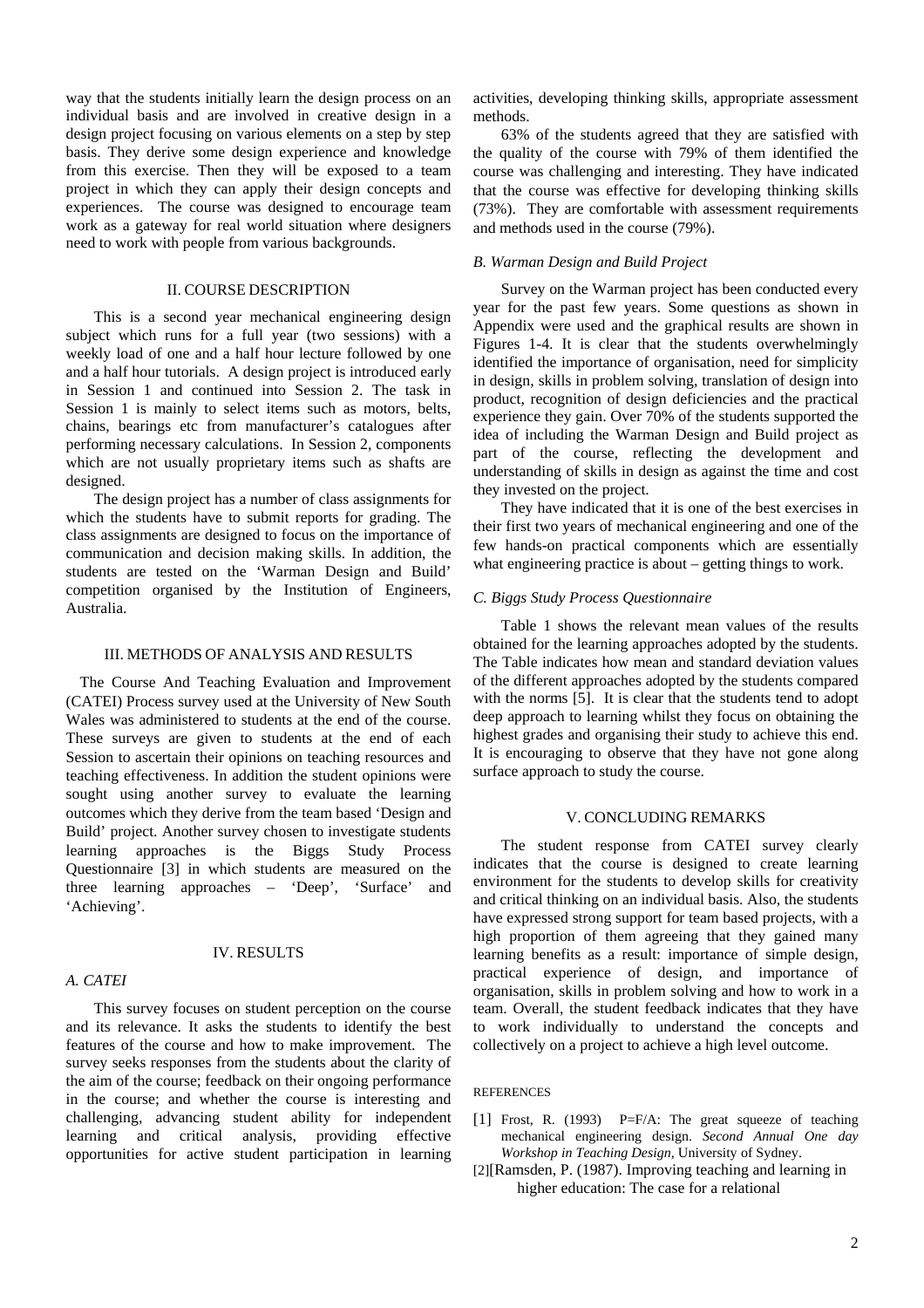way that the students initially learn the design process on an individual basis and are involved in creative design in a design project focusing on various elements on a step by step basis. They derive some design experience and knowledge from this exercise. Then they will be exposed to a team project in which they can apply their design concepts and experiences. The course was designed to encourage team work as a gateway for real world situation where designers need to work with people from various backgrounds.

## II. COURSE DESCRIPTION

This is a second year mechanical engineering design subject which runs for a full year (two sessions) with a weekly load of one and a half hour lecture followed by one and a half hour tutorials. A design project is introduced early in Session 1 and continued into Session 2. The task in Session 1 is mainly to select items such as motors, belts, chains, bearings etc from manufacturer's catalogues after performing necessary calculations. In Session 2, components which are not usually proprietary items such as shafts are designed.

The design project has a number of class assignments for which the students have to submit reports for grading. The class assignments are designed to focus on the importance of communication and decision making skills. In addition, the students are tested on the 'Warman Design and Build' competition organised by the Institution of Engineers, Australia.

## III. METHODS OF ANALYSIS AND RESULTS

The Course And Teaching Evaluation and Improvement (CATEI) Process survey used at the University of New South Wales was administered to students at the end of the course. These surveys are given to students at the end of each Session to ascertain their opinions on teaching resources and teaching effectiveness. In addition the student opinions were sought using another survey to evaluate the learning outcomes which they derive from the team based 'Design and Build' project. Another survey chosen to investigate students learning approaches is the Biggs Study Process Questionnaire [3] in which students are measured on the three learning approaches – 'Deep', 'Surface' and 'Achieving'.

## IV. RESULTS

### *A. CATEI*

This survey focuses on student perception on the course and its relevance. It asks the students to identify the best features of the course and how to make improvement. The survey seeks responses from the students about the clarity of the aim of the course; feedback on their ongoing performance in the course; and whether the course is interesting and challenging, advancing student ability for independent learning and critical analysis, providing effective opportunities for active student participation in learning activities, developing thinking skills, appropriate assessment methods.

63% of the students agreed that they are satisfied with the quality of the course with 79% of them identified the course was challenging and interesting. They have indicated that the course was effective for developing thinking skills (73%). They are comfortable with assessment requirements and methods used in the course (79%).

### *B. Warman Design and Build Project*

Survey on the Warman project has been conducted every year for the past few years. Some questions as shown in Appendix were used and the graphical results are shown in Figures 1-4. It is clear that the students overwhelmingly identified the importance of organisation, need for simplicity in design, skills in problem solving, translation of design into product, recognition of design deficiencies and the practical experience they gain. Over 70% of the students supported the idea of including the Warman Design and Build project as part of the course, reflecting the development and understanding of skills in design as against the time and cost they invested on the project.

They have indicated that it is one of the best exercises in their first two years of mechanical engineering and one of the few hands-on practical components which are essentially what engineering practice is about – getting things to work.

### *C. Biggs Study Process Questionnaire*

Table 1 shows the relevant mean values of the results obtained for the learning approaches adopted by the students. The Table indicates how mean and standard deviation values of the different approaches adopted by the students compared with the norms [5]. It is clear that the students tend to adopt deep approach to learning whilst they focus on obtaining the highest grades and organising their study to achieve this end. It is encouraging to observe that they have not gone along surface approach to study the course.

## V. CONCLUDING REMARKS

The student response from CATEI survey clearly indicates that the course is designed to create learning environment for the students to develop skills for creativity and critical thinking on an individual basis. Also, the students have expressed strong support for team based projects, with a high proportion of them agreeing that they gained many learning benefits as a result: importance of simple design, practical experience of design, and importance of organisation, skills in problem solving and how to work in a team. Overall, the student feedback indicates that they have to work individually to understand the concepts and collectively on a project to achieve a high level outcome.

## REFERENCES

[1] Frost, R. (1993) P=F/A: The great squeeze of teaching mechanical engineering design. *Second Annual One day Workshop in Teaching Design*, University of Sydney.

[2][Ramsden, P. (1987). Improving teaching and learning in higher education: The case for a relational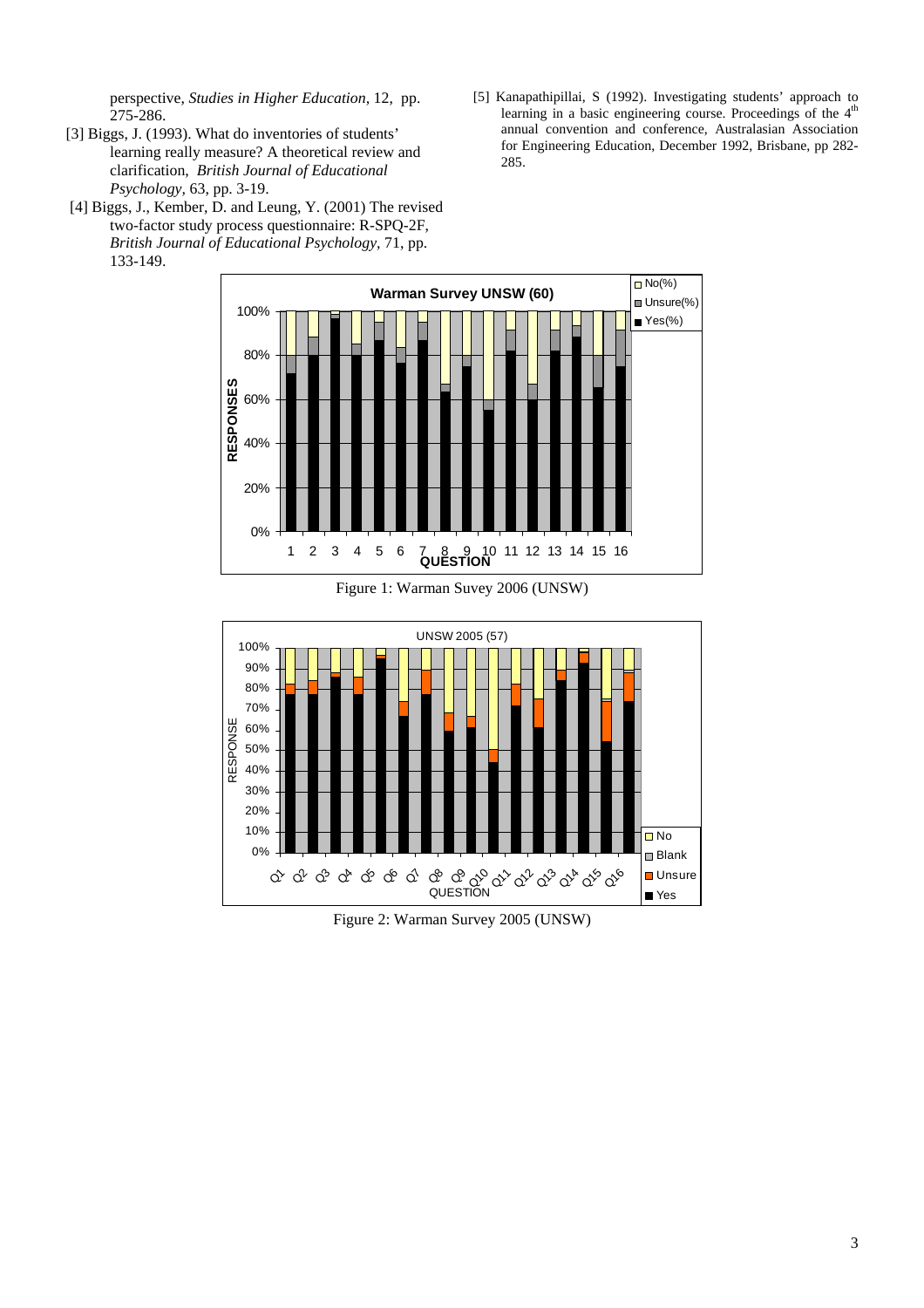perspective, *Studies in Higher Education*, 12, pp. 275-286.

[3] Biggs, J. (1993). What do inventories of students' learning really measure? A theoretical review and clarification, *British Journal of Educational Psychology*, 63, pp. 3-19.

[4] Biggs, J., Kember, D. and Leung, Y. (2001) The revised two-factor study process questionnaire: R-SPQ-2F, *British Journal of Educational Psychology*, 71, pp. 133-149.

[5] Kanapathipillai, S (1992). Investigating students' approach to learning in a basic engineering course. Proceedings of the 4th annual convention and conference, Australasian Association for Engineering Education, December 1992, Brisbane, pp 282-285.

Figure 1: Warman Suvey 2006 (UNSW)

Figure 2: Warman Survey 2005 (UNSW)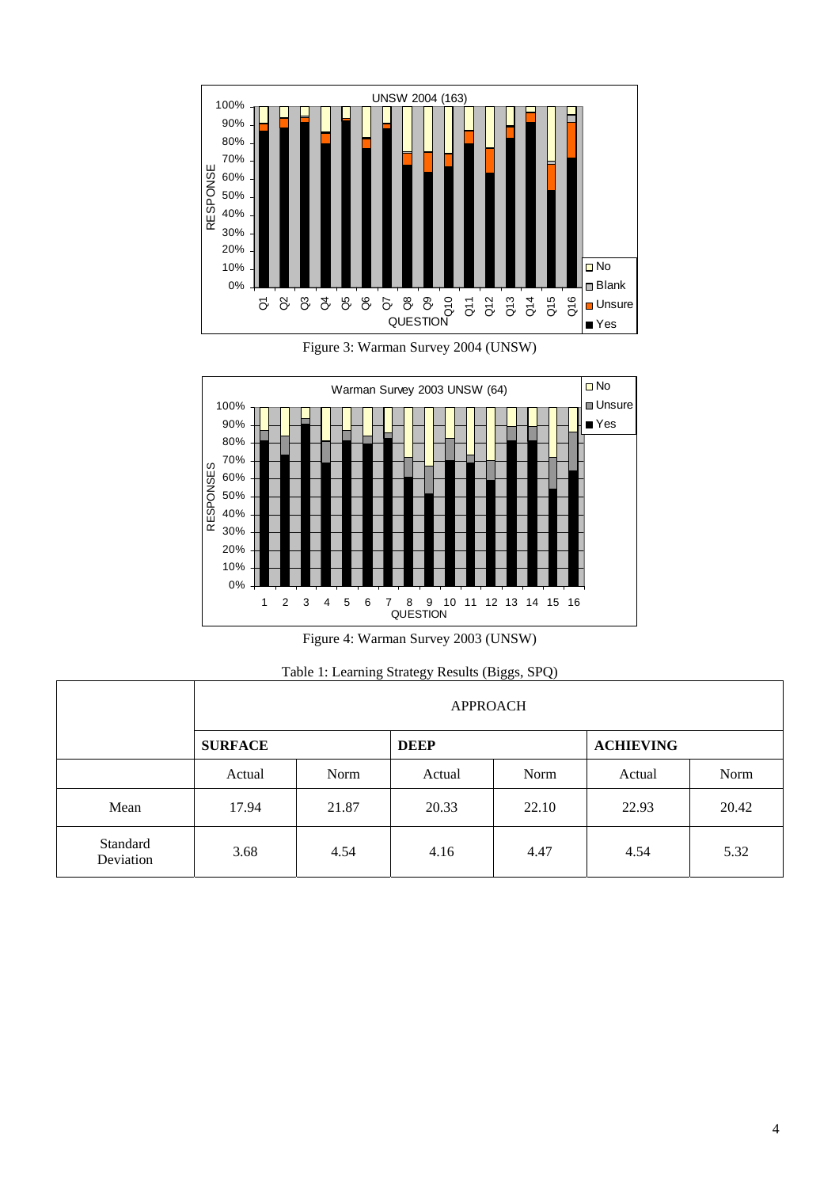Figure 3: Warman Survey 2004 (UNSW)

Figure 4: Warman Survey 2003 (UNSW)

Table 1: Learning Strategy Results (Biggs, SPQ)

| | APPROACH | | | | | |
|---|---|---|---|---|---|---|
| | **SURFACE** | | **DEEP** | | **ACHIEVING** | |
| | Actual | Norm | Actual | Norm | Actual | Norm |
| Mean | 17.94 | 21.87 | 20.33 | 22.10 | 22.93 | 20.42 |
| Standard Deviation | 3.68 | 4.54 | 4.16 | 4.47 | 4.54 | 5.32 |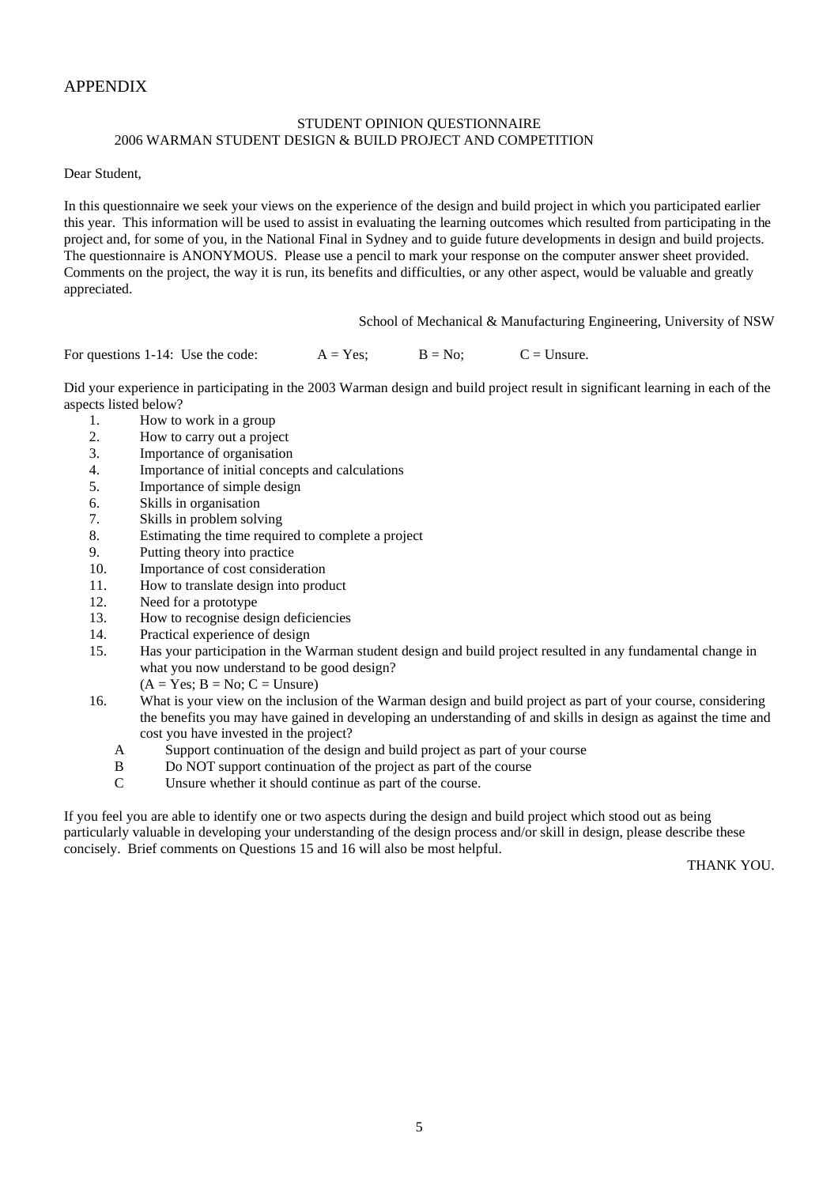# APPENDIX

STUDENT OPINION QUESTIONNAIRE
2006 WARMAN STUDENT DESIGN & BUILD PROJECT AND COMPETITION

Dear Student,

In this questionnaire we seek your views on the experience of the design and build project in which you participated earlier this year. This information will be used to assist in evaluating the learning outcomes which resulted from participating in the project and, for some of you, in the National Final in Sydney and to guide future developments in design and build projects. The questionnaire is ANONYMOUS. Please use a pencil to mark your response on the computer answer sheet provided. Comments on the project, the way it is run, its benefits and difficulties, or any other aspect, would be valuable and greatly appreciated.

School of Mechanical & Manufacturing Engineering, University of NSW

For questions 1-14: Use the code: A = Yes; B = No; C = Unsure.

Did your experience in participating in the 2003 Warman design and build project result in significant learning in each of the aspects listed below?

1. How to work in a group
2. How to carry out a project
3. Importance of organisation
4. Importance of initial concepts and calculations
5. Importance of simple design
6. Skills in organisation
7. Skills in problem solving
8. Estimating the time required to complete a project
9. Putting theory into practice
10. Importance of cost consideration
11. How to translate design into product
12. Need for a prototype
13. How to recognise design deficiencies
14. Practical experience of design
15. Has your participation in the Warman student design and build project resulted in any fundamental change in what you now understand to be good design?
    (A = Yes; B = No; C = Unsure)
16. What is your view on the inclusion of the Warman design and build project as part of your course, considering the benefits you may have gained in developing an understanding of and skills in design as against the time and cost you have invested in the project?
    - A Support continuation of the design and build project as part of your course
    - B Do NOT support continuation of the project as part of the course
    - C Unsure whether it should continue as part of the course.

If you feel you are able to identify one or two aspects during the design and build project which stood out as being particularly valuable in developing your understanding of the design process and/or skill in design, please describe these concisely. Brief comments on Questions 15 and 16 will also be most helpful.

THANK YOU.